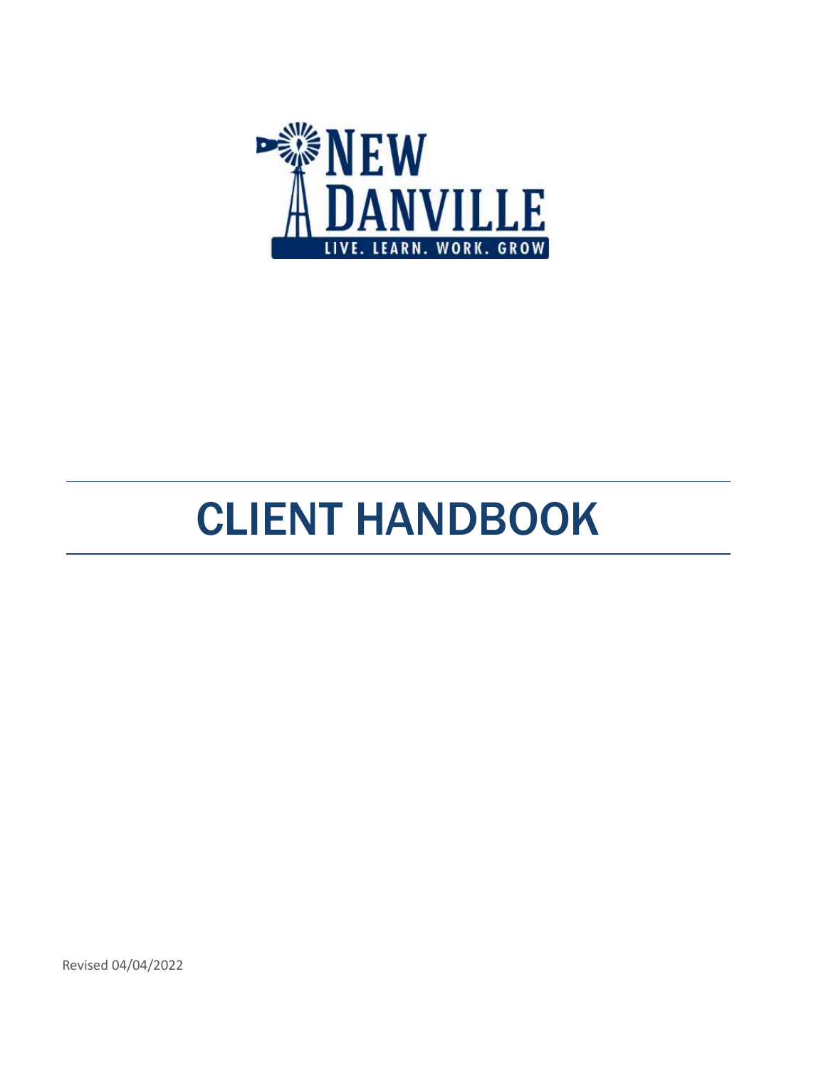NEW DANVILLE

LIVE. LEARN. WORK. GROW

# CLIENT HANDBOOK

Revised 04/04/2022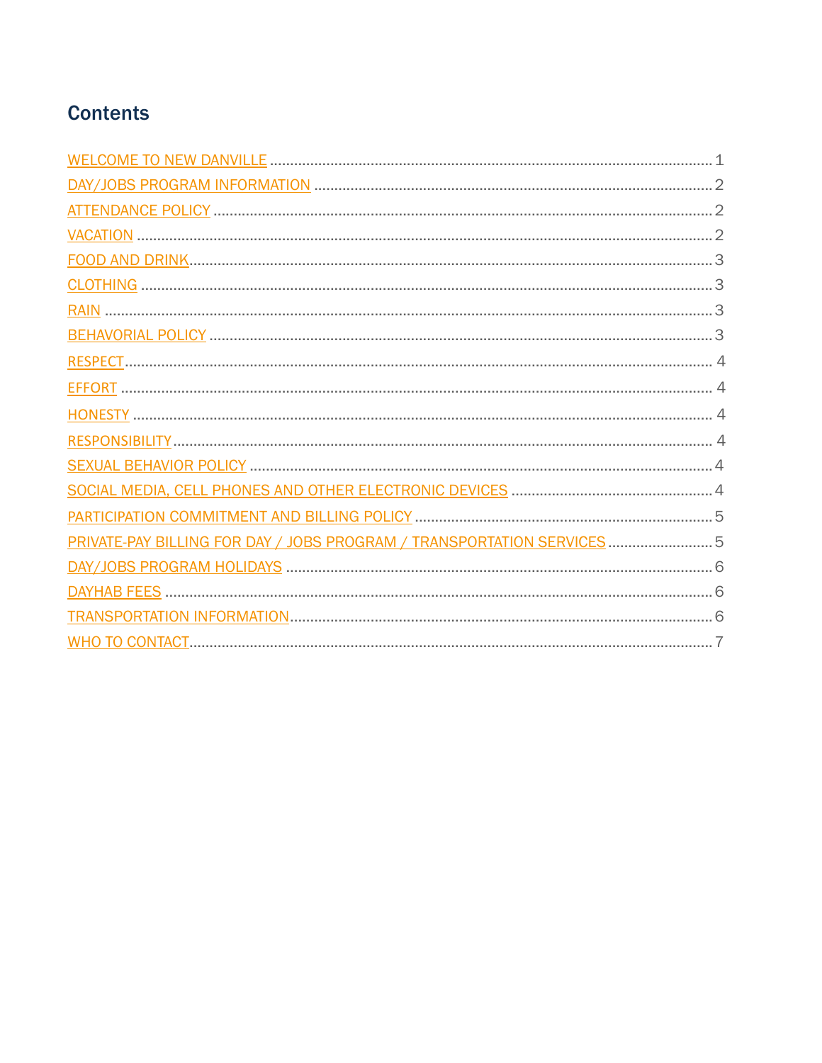## Contents

- WELCOME TO NEW DANVILLE ........ 1
- DAY/JOBS PROGRAM INFORMATION ........ 2
- ATTENDANCE POLICY ........ 2
- VACATION ........ 2
- FOOD AND DRINK ........ 3
- CLOTHING ........ 3
- RAIN ........ 3
- BEHAVORIAL POLICY ........ 3
- RESPECT ........ 4
- EFFORT ........ 4
- HONESTY ........ 4
- RESPONSIBILITY ........ 4
- SEXUAL BEHAVIOR POLICY ........ 4
- SOCIAL MEDIA, CELL PHONES AND OTHER ELECTRONIC DEVICES ........ 4
- PARTICIPATION COMMITMENT AND BILLING POLICY ........ 5
- PRIVATE-PAY BILLING FOR DAY / JOBS PROGRAM / TRANSPORTATION SERVICES ........ 5
- DAY/JOBS PROGRAM HOLIDAYS ........ 6
- DAYHAB FEES ........ 6
- TRANSPORTATION INFORMATION ........ 6
- WHO TO CONTACT ........ 7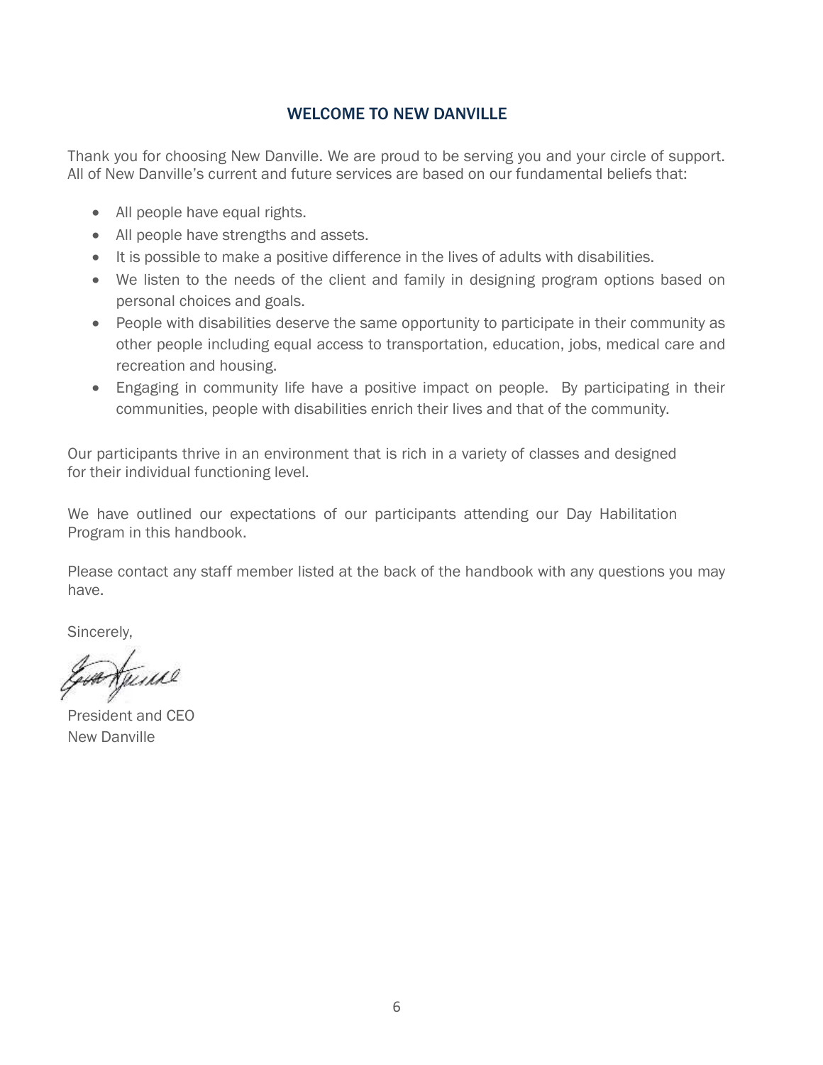## WELCOME TO NEW DANVILLE

Thank you for choosing New Danville. We are proud to be serving you and your circle of support. All of New Danville's current and future services are based on our fundamental beliefs that:

- All people have equal rights.
- All people have strengths and assets.
- It is possible to make a positive difference in the lives of adults with disabilities.
- We listen to the needs of the client and family in designing program options based on personal choices and goals.
- People with disabilities deserve the same opportunity to participate in their community as other people including equal access to transportation, education, jobs, medical care and recreation and housing.
- Engaging in community life have a positive impact on people. By participating in their communities, people with disabilities enrich their lives and that of the community.

Our participants thrive in an environment that is rich in a variety of classes and designed for their individual functioning level.

We have outlined our expectations of our participants attending our Day Habilitation Program in this handbook.

Please contact any staff member listed at the back of the handbook with any questions you may have.

Sincerely,

President and CEO
New Danville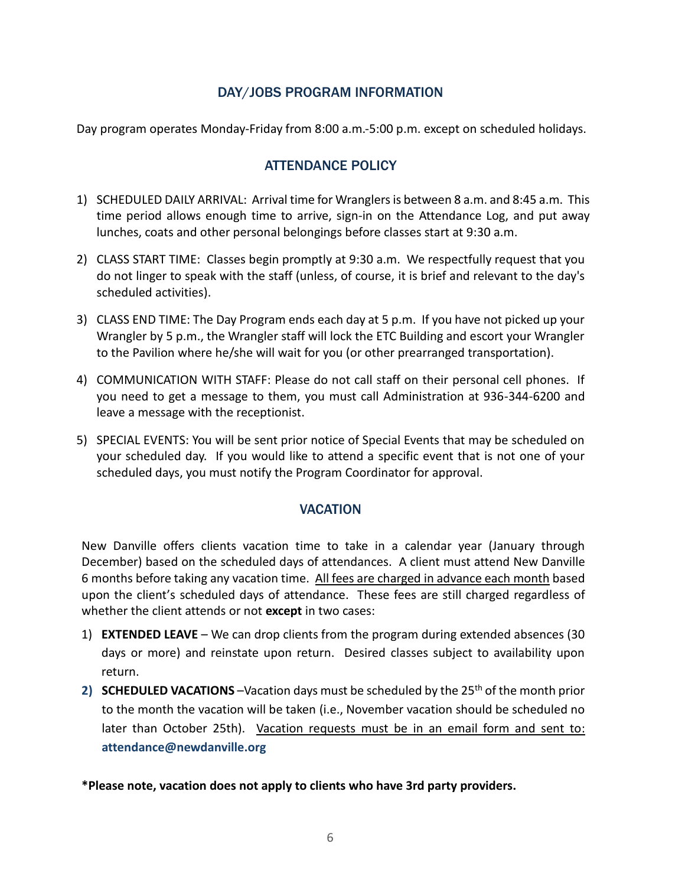## DAY/JOBS PROGRAM INFORMATION

Day program operates Monday-Friday from 8:00 a.m.-5:00 p.m. except on scheduled holidays.

## ATTENDANCE POLICY

1) SCHEDULED DAILY ARRIVAL: Arrival time for Wranglers is between 8 a.m. and 8:45 a.m. This time period allows enough time to arrive, sign-in on the Attendance Log, and put away lunches, coats and other personal belongings before classes start at 9:30 a.m.
2) CLASS START TIME: Classes begin promptly at 9:30 a.m. We respectfully request that you do not linger to speak with the staff (unless, of course, it is brief and relevant to the day's scheduled activities).
3) CLASS END TIME: The Day Program ends each day at 5 p.m. If you have not picked up your Wrangler by 5 p.m., the Wrangler staff will lock the ETC Building and escort your Wrangler to the Pavilion where he/she will wait for you (or other prearranged transportation).
4) COMMUNICATION WITH STAFF: Please do not call staff on their personal cell phones. If you need to get a message to them, you must call Administration at 936-344-6200 and leave a message with the receptionist.
5) SPECIAL EVENTS: You will be sent prior notice of Special Events that may be scheduled on your scheduled day. If you would like to attend a specific event that is not one of your scheduled days, you must notify the Program Coordinator for approval.

## VACATION

New Danville offers clients vacation time to take in a calendar year (January through December) based on the scheduled days of attendances. A client must attend New Danville 6 months before taking any vacation time. All fees are charged in advance each month based upon the client's scheduled days of attendance. These fees are still charged regardless of whether the client attends or not **except** in two cases:

1) **EXTENDED LEAVE** – We can drop clients from the program during extended absences (30 days or more) and reinstate upon return. Desired classes subject to availability upon return.
2) **SCHEDULED VACATIONS** –Vacation days must be scheduled by the 25th of the month prior to the month the vacation will be taken (i.e., November vacation should be scheduled no later than October 25th). Vacation requests must be in an email form and sent to: **attendance@newdanville.org**

**\*Please note, vacation does not apply to clients who have 3rd party providers.**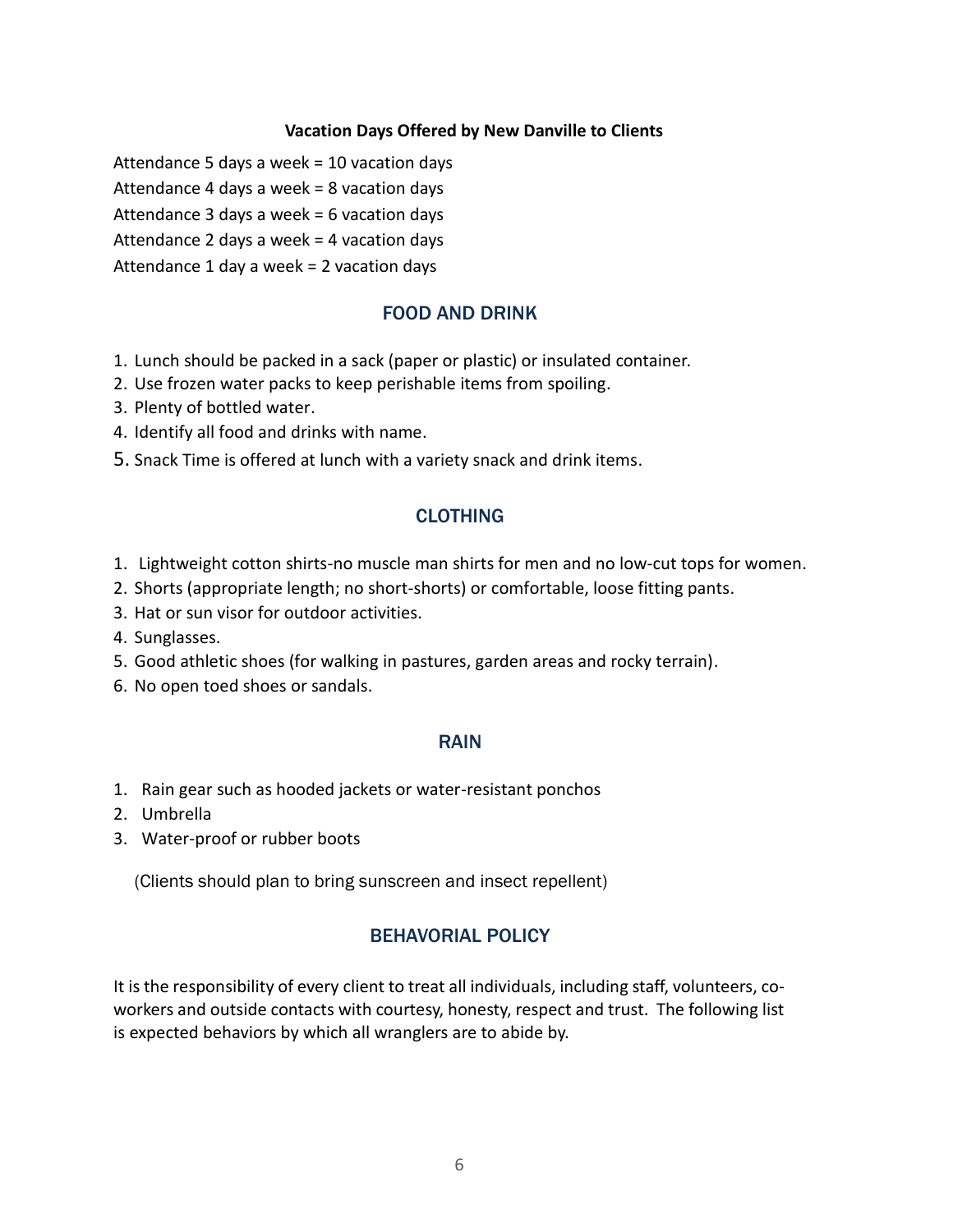**Vacation Days Offered by New Danville to Clients**

Attendance 5 days a week = 10 vacation days

Attendance 4 days a week = 8 vacation days

Attendance 3 days a week = 6 vacation days

Attendance 2 days a week = 4 vacation days

Attendance 1 day a week = 2 vacation days

## FOOD AND DRINK

1. Lunch should be packed in a sack (paper or plastic) or insulated container.
2. Use frozen water packs to keep perishable items from spoiling.
3. Plenty of bottled water.
4. Identify all food and drinks with name.
5. Snack Time is offered at lunch with a variety snack and drink items.

## CLOTHING

1. Lightweight cotton shirts-no muscle man shirts for men and no low-cut tops for women.
2. Shorts (appropriate length; no short-shorts) or comfortable, loose fitting pants.
3. Hat or sun visor for outdoor activities.
4. Sunglasses.
5. Good athletic shoes (for walking in pastures, garden areas and rocky terrain).
6. No open toed shoes or sandals.

## RAIN

1. Rain gear such as hooded jackets or water-resistant ponchos
2. Umbrella
3. Water-proof or rubber boots

(Clients should plan to bring sunscreen and insect repellent)

## BEHAVORIAL POLICY

It is the responsibility of every client to treat all individuals, including staff, volunteers, co-workers and outside contacts with courtesy, honesty, respect and trust. The following list is expected behaviors by which all wranglers are to abide by.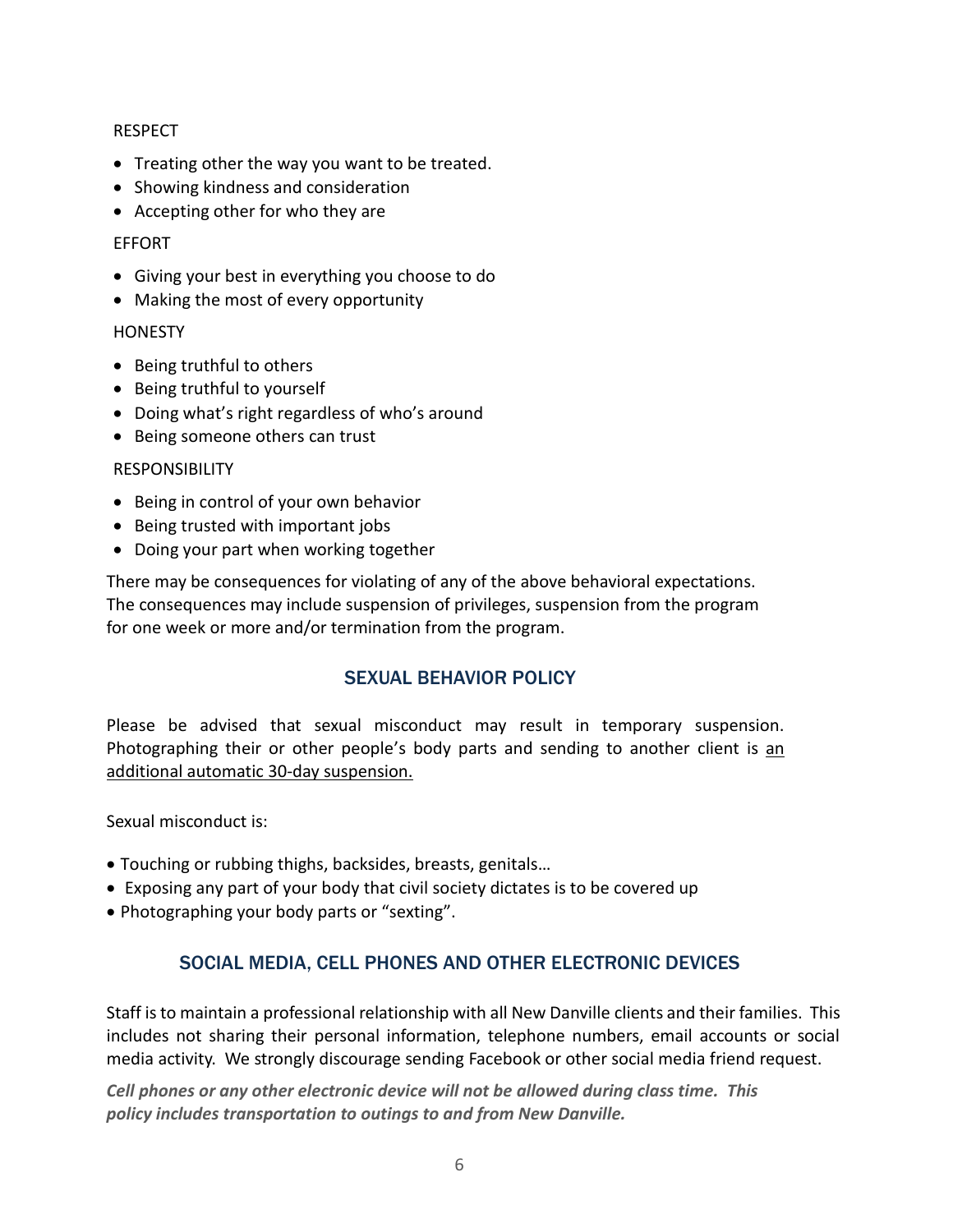RESPECT

- Treating other the way you want to be treated.
- Showing kindness and consideration
- Accepting other for who they are

EFFORT

- Giving your best in everything you choose to do
- Making the most of every opportunity

HONESTY

- Being truthful to others
- Being truthful to yourself
- Doing what's right regardless of who's around
- Being someone others can trust

RESPONSIBILITY

- Being in control of your own behavior
- Being trusted with important jobs
- Doing your part when working together

There may be consequences for violating of any of the above behavioral expectations. The consequences may include suspension of privileges, suspension from the program for one week or more and/or termination from the program.

## SEXUAL BEHAVIOR POLICY

Please be advised that sexual misconduct may result in temporary suspension. Photographing their or other people's body parts and sending to another client is <u>an additional automatic 30-day suspension.</u>

Sexual misconduct is:

- Touching or rubbing thighs, backsides, breasts, genitals…
- Exposing any part of your body that civil society dictates is to be covered up
- Photographing your body parts or "sexting".

## SOCIAL MEDIA, CELL PHONES AND OTHER ELECTRONIC DEVICES

Staff is to maintain a professional relationship with all New Danville clients and their families. This includes not sharing their personal information, telephone numbers, email accounts or social media activity. We strongly discourage sending Facebook or other social media friend request.

***Cell phones or any other electronic device will not be allowed during class time. This policy includes transportation to outings to and from New Danville.***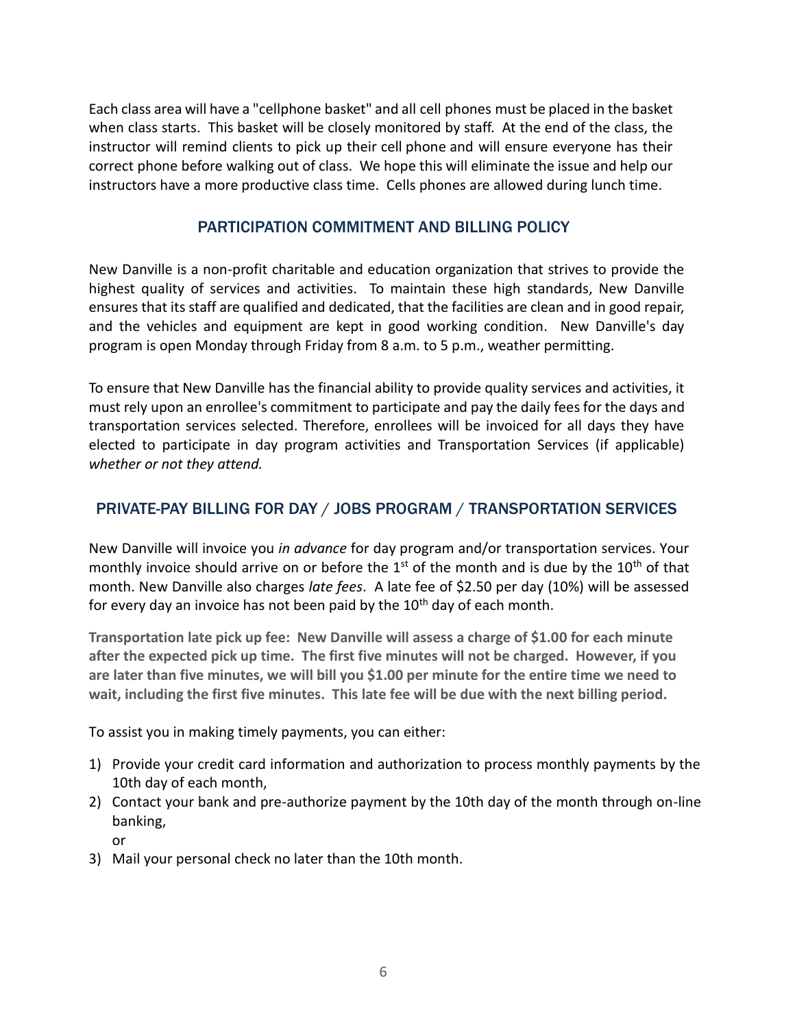Each class area will have a "cellphone basket" and all cell phones must be placed in the basket when class starts. This basket will be closely monitored by staff. At the end of the class, the instructor will remind clients to pick up their cell phone and will ensure everyone has their correct phone before walking out of class. We hope this will eliminate the issue and help our instructors have a more productive class time. Cells phones are allowed during lunch time.

## PARTICIPATION COMMITMENT AND BILLING POLICY

New Danville is a non-profit charitable and education organization that strives to provide the highest quality of services and activities. To maintain these high standards, New Danville ensures that its staff are qualified and dedicated, that the facilities are clean and in good repair, and the vehicles and equipment are kept in good working condition. New Danville's day program is open Monday through Friday from 8 a.m. to 5 p.m., weather permitting.

To ensure that New Danville has the financial ability to provide quality services and activities, it must rely upon an enrollee's commitment to participate and pay the daily fees for the days and transportation services selected. Therefore, enrollees will be invoiced for all days they have elected to participate in day program activities and Transportation Services (if applicable) *whether or not they attend.*

## PRIVATE-PAY BILLING FOR DAY / JOBS PROGRAM / TRANSPORTATION SERVICES

New Danville will invoice you *in advance* for day program and/or transportation services. Your monthly invoice should arrive on or before the 1st of the month and is due by the 10th of that month. New Danville also charges *late fees*. A late fee of $2.50 per day (10%) will be assessed for every day an invoice has not been paid by the 10th day of each month.

**Transportation late pick up fee: New Danville will assess a charge of $1.00 for each minute after the expected pick up time. The first five minutes will not be charged. However, if you are later than five minutes, we will bill you $1.00 per minute for the entire time we need to wait, including the first five minutes. This late fee will be due with the next billing period.**

To assist you in making timely payments, you can either:

1) Provide your credit card information and authorization to process monthly payments by the 10th day of each month,
2) Contact your bank and pre-authorize payment by the 10th day of the month through on-line banking,
   or
3) Mail your personal check no later than the 10th month.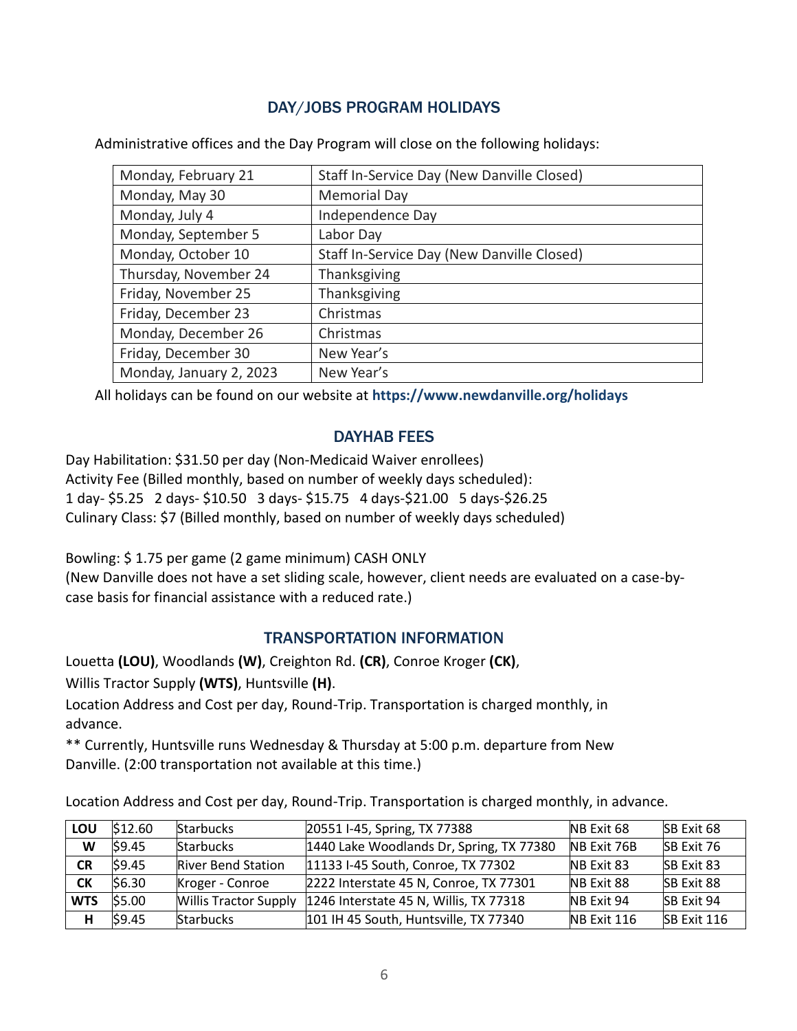## DAY/JOBS PROGRAM HOLIDAYS

Administrative offices and the Day Program will close on the following holidays:

| | |
|---|---|
| Monday, February 21 | Staff In-Service Day (New Danville Closed) |
| Monday, May 30 | Memorial Day |
| Monday, July 4 | Independence Day |
| Monday, September 5 | Labor Day |
| Monday, October 10 | Staff In-Service Day (New Danville Closed) |
| Thursday, November 24 | Thanksgiving |
| Friday, November 25 | Thanksgiving |
| Friday, December 23 | Christmas |
| Monday, December 26 | Christmas |
| Friday, December 30 | New Year's |
| Monday, January 2, 2023 | New Year's |

All holidays can be found on our website at **https://www.newdanville.org/holidays**

## DAYHAB FEES

Day Habilitation: $31.50 per day (Non-Medicaid Waiver enrollees)
Activity Fee (Billed monthly, based on number of weekly days scheduled):
1 day- $5.25 2 days- $10.50 3 days- $15.75 4 days-$21.00 5 days-$26.25
Culinary Class: $7 (Billed monthly, based on number of weekly days scheduled)

Bowling: $ 1.75 per game (2 game minimum) CASH ONLY
(New Danville does not have a set sliding scale, however, client needs are evaluated on a case-by-case basis for financial assistance with a reduced rate.)

## TRANSPORTATION INFORMATION

Louetta **(LOU)**, Woodlands **(W)**, Creighton Rd. **(CR)**, Conroe Kroger **(CK)**,
Willis Tractor Supply **(WTS)**, Huntsville **(H)**.
Location Address and Cost per day, Round-Trip. Transportation is charged monthly, in advance.
** Currently, Huntsville runs Wednesday & Thursday at 5:00 p.m. departure from New Danville. (2:00 transportation not available at this time.)

Location Address and Cost per day, Round-Trip. Transportation is charged monthly, in advance.

| | | | | | |
|---|---|---|---|---|---|
| **LOU** | $12.60 | Starbucks | 20551 I-45, Spring, TX 77388 | NB Exit 68 | SB Exit 68 |
| **W** | $9.45 | Starbucks | 1440 Lake Woodlands Dr, Spring, TX 77380 | NB Exit 76B | SB Exit 76 |
| **CR** | $9.45 | River Bend Station | 11133 I-45 South, Conroe, TX 77302 | NB Exit 83 | SB Exit 83 |
| **CK** | $6.30 | Kroger - Conroe | 2222 Interstate 45 N, Conroe, TX 77301 | NB Exit 88 | SB Exit 88 |
| **WTS** | $5.00 | Willis Tractor Supply | 1246 Interstate 45 N, Willis, TX 77318 | NB Exit 94 | SB Exit 94 |
| **H** | $9.45 | Starbucks | 101 IH 45 South, Huntsville, TX 77340 | NB Exit 116 | SB Exit 116 |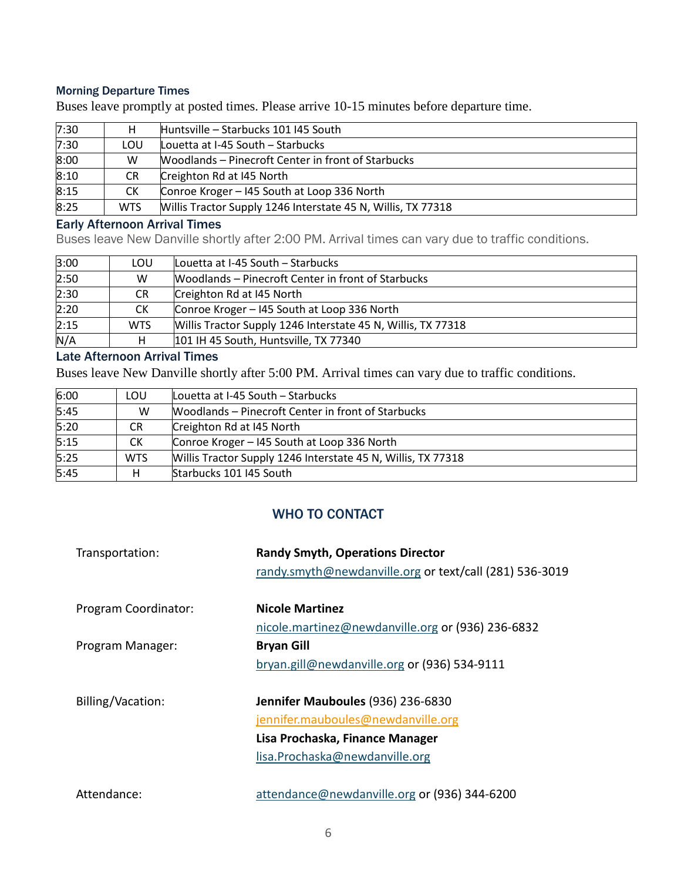### Morning Departure Times

Buses leave promptly at posted times. Please arrive 10-15 minutes before departure time.

| | | |
|---|---|---|
| 7:30 | H | Huntsville – Starbucks 101 I45 South |
| 7:30 | LOU | Louetta at I-45 South – Starbucks |
| 8:00 | W | Woodlands – Pinecroft Center in front of Starbucks |
| 8:10 | CR | Creighton Rd at I45 North |
| 8:15 | CK | Conroe Kroger – I45 South at Loop 336 North |
| 8:25 | WTS | Willis Tractor Supply 1246 Interstate 45 N, Willis, TX 77318 |

### Early Afternoon Arrival Times

Buses leave New Danville shortly after 2:00 PM. Arrival times can vary due to traffic conditions.

| | | |
|---|---|---|
| 3:00 | LOU | Louetta at I-45 South – Starbucks |
| 2:50 | W | Woodlands – Pinecroft Center in front of Starbucks |
| 2:30 | CR | Creighton Rd at I45 North |
| 2:20 | CK | Conroe Kroger – I45 South at Loop 336 North |
| 2:15 | WTS | Willis Tractor Supply 1246 Interstate 45 N, Willis, TX 77318 |
| N/A | H | 101 IH 45 South, Huntsville, TX 77340 |

### Late Afternoon Arrival Times

Buses leave New Danville shortly after 5:00 PM. Arrival times can vary due to traffic conditions.

| | | |
|---|---|---|
| 6:00 | LOU | Louetta at I-45 South – Starbucks |
| 5:45 | W | Woodlands – Pinecroft Center in front of Starbucks |
| 5:20 | CR | Creighton Rd at I45 North |
| 5:15 | CK | Conroe Kroger – I45 South at Loop 336 North |
| 5:25 | WTS | Willis Tractor Supply 1246 Interstate 45 N, Willis, TX 77318 |
| 5:45 | H | Starbucks 101 I45 South |

## WHO TO CONTACT

Transportation: **Randy Smyth, Operations Director**
randy.smyth@newdanville.org or text/call (281) 536-3019

Program Coordinator: **Nicole Martinez**
nicole.martinez@newdanville.org or (936) 236-6832

Program Manager: **Bryan Gill**
bryan.gill@newdanville.org or (936) 534-9111

Billing/Vacation: **Jennifer Mauboules** (936) 236-6830
jennifer.mauboules@newdanville.org
**Lisa Prochaska, Finance Manager**
lisa.Prochaska@newdanville.org

Attendance: attendance@newdanville.org or (936) 344-6200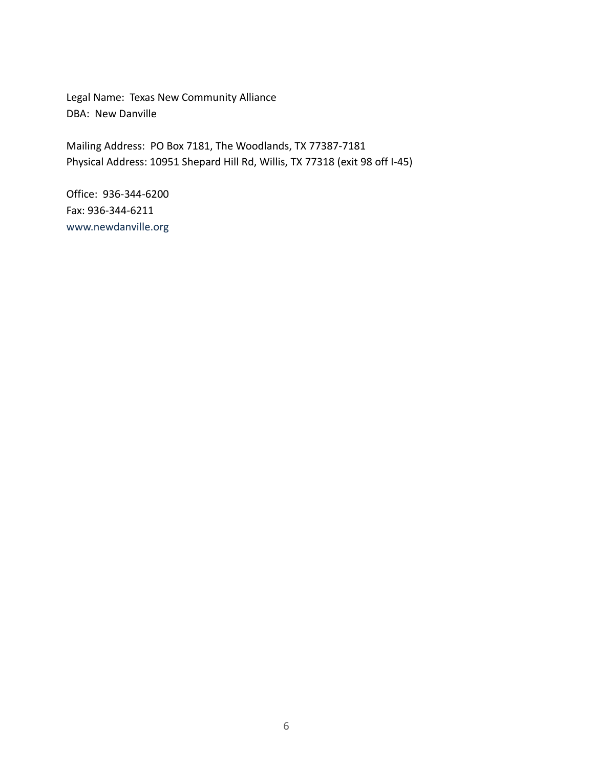Legal Name: Texas New Community Alliance
DBA: New Danville

Mailing Address: PO Box 7181, The Woodlands, TX 77387-7181
Physical Address: 10951 Shepard Hill Rd, Willis, TX 77318 (exit 98 off I-45)

Office: 936-344-6200
Fax: 936-344-6211
www.newdanville.org